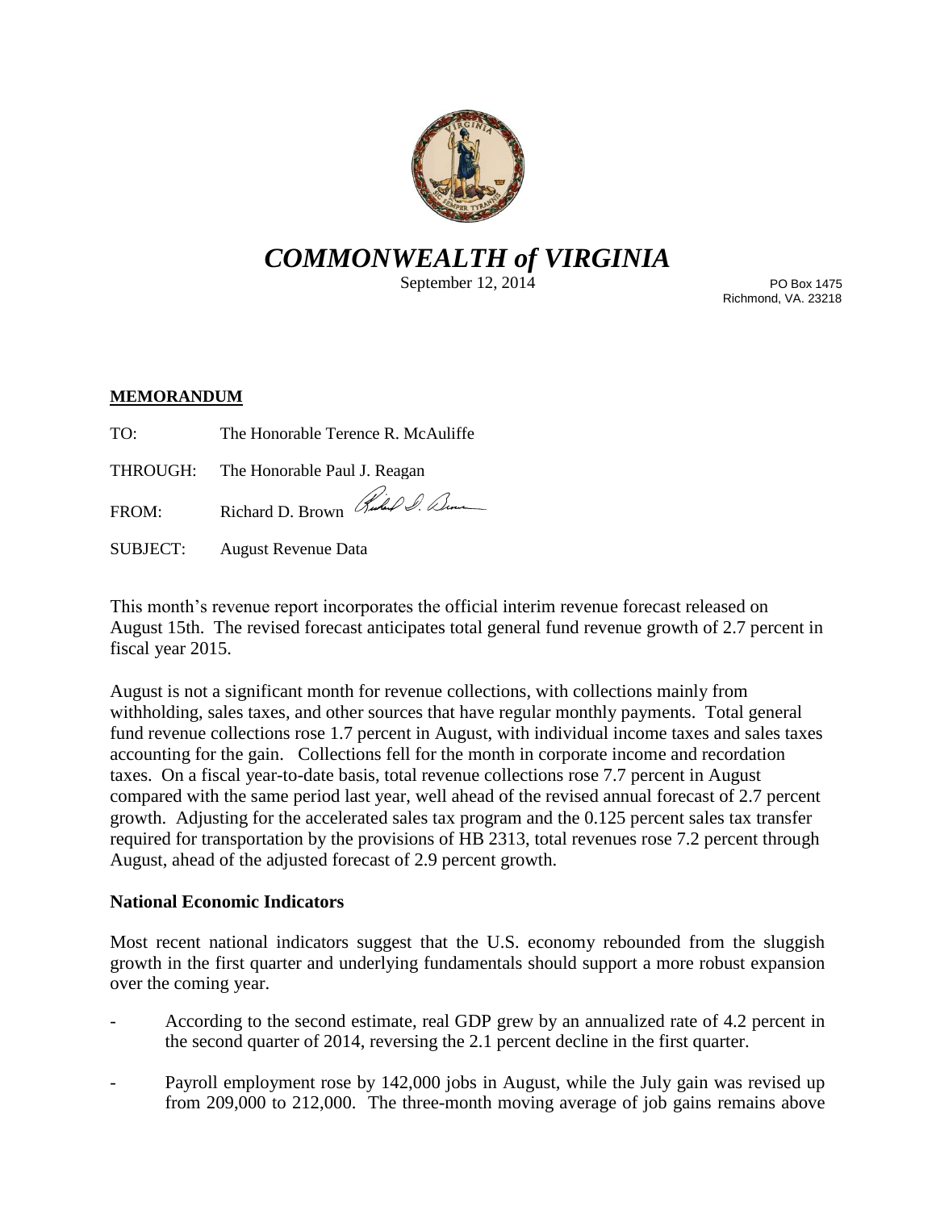# *COMMONWEALTH of VIRGINIA*

September 12, 2014

PO Box 1475
Richmond, VA. 23218

**MEMORANDUM**

TO: The Honorable Terence R. McAuliffe

THROUGH: The Honorable Paul J. Reagan

FROM: Richard D. Brown

SUBJECT: August Revenue Data

This month's revenue report incorporates the official interim revenue forecast released on August 15th. The revised forecast anticipates total general fund revenue growth of 2.7 percent in fiscal year 2015.

August is not a significant month for revenue collections, with collections mainly from withholding, sales taxes, and other sources that have regular monthly payments. Total general fund revenue collections rose 1.7 percent in August, with individual income taxes and sales taxes accounting for the gain. Collections fell for the month in corporate income and recordation taxes. On a fiscal year-to-date basis, total revenue collections rose 7.7 percent in August compared with the same period last year, well ahead of the revised annual forecast of 2.7 percent growth. Adjusting for the accelerated sales tax program and the 0.125 percent sales tax transfer required for transportation by the provisions of HB 2313, total revenues rose 7.2 percent through August, ahead of the adjusted forecast of 2.9 percent growth.

**National Economic Indicators**

Most recent national indicators suggest that the U.S. economy rebounded from the sluggish growth in the first quarter and underlying fundamentals should support a more robust expansion over the coming year.

- According to the second estimate, real GDP grew by an annualized rate of 4.2 percent in the second quarter of 2014, reversing the 2.1 percent decline in the first quarter.

- Payroll employment rose by 142,000 jobs in August, while the July gain was revised up from 209,000 to 212,000. The three-month moving average of job gains remains above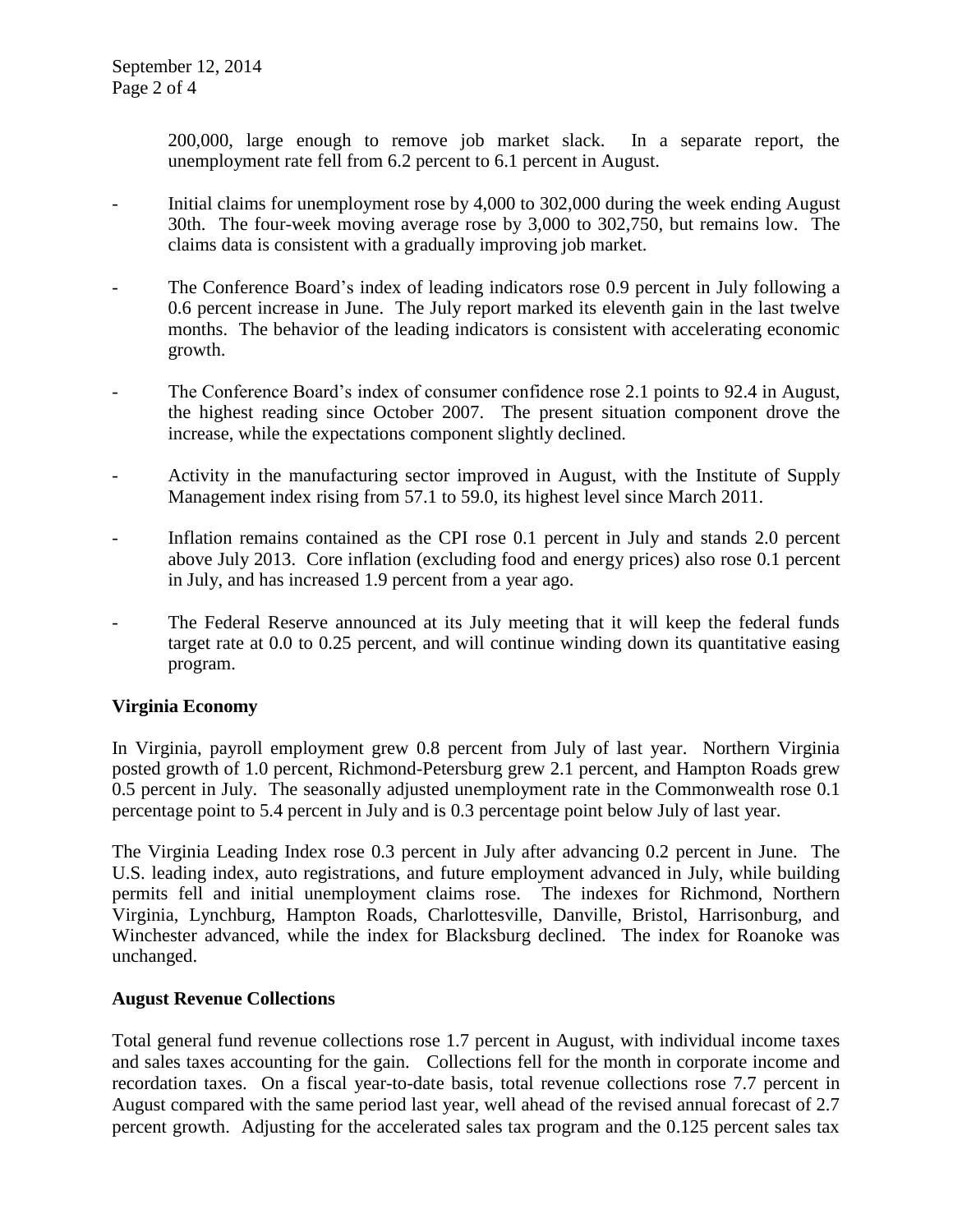200,000, large enough to remove job market slack. In a separate report, the unemployment rate fell from 6.2 percent to 6.1 percent in August.

- Initial claims for unemployment rose by 4,000 to 302,000 during the week ending August 30th. The four-week moving average rose by 3,000 to 302,750, but remains low. The claims data is consistent with a gradually improving job market.

- The Conference Board's index of leading indicators rose 0.9 percent in July following a 0.6 percent increase in June. The July report marked its eleventh gain in the last twelve months. The behavior of the leading indicators is consistent with accelerating economic growth.

- The Conference Board's index of consumer confidence rose 2.1 points to 92.4 in August, the highest reading since October 2007. The present situation component drove the increase, while the expectations component slightly declined.

- Activity in the manufacturing sector improved in August, with the Institute of Supply Management index rising from 57.1 to 59.0, its highest level since March 2011.

- Inflation remains contained as the CPI rose 0.1 percent in July and stands 2.0 percent above July 2013. Core inflation (excluding food and energy prices) also rose 0.1 percent in July, and has increased 1.9 percent from a year ago.

- The Federal Reserve announced at its July meeting that it will keep the federal funds target rate at 0.0 to 0.25 percent, and will continue winding down its quantitative easing program.

**Virginia Economy**

In Virginia, payroll employment grew 0.8 percent from July of last year. Northern Virginia posted growth of 1.0 percent, Richmond-Petersburg grew 2.1 percent, and Hampton Roads grew 0.5 percent in July. The seasonally adjusted unemployment rate in the Commonwealth rose 0.1 percentage point to 5.4 percent in July and is 0.3 percentage point below July of last year.

The Virginia Leading Index rose 0.3 percent in July after advancing 0.2 percent in June. The U.S. leading index, auto registrations, and future employment advanced in July, while building permits fell and initial unemployment claims rose. The indexes for Richmond, Northern Virginia, Lynchburg, Hampton Roads, Charlottesville, Danville, Bristol, Harrisonburg, and Winchester advanced, while the index for Blacksburg declined. The index for Roanoke was unchanged.

**August Revenue Collections**

Total general fund revenue collections rose 1.7 percent in August, with individual income taxes and sales taxes accounting for the gain. Collections fell for the month in corporate income and recordation taxes. On a fiscal year-to-date basis, total revenue collections rose 7.7 percent in August compared with the same period last year, well ahead of the revised annual forecast of 2.7 percent growth. Adjusting for the accelerated sales tax program and the 0.125 percent sales tax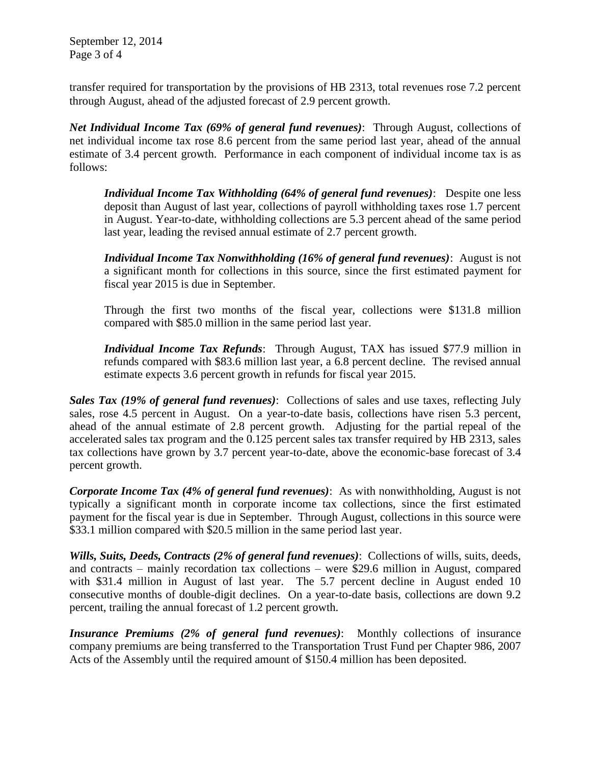transfer required for transportation by the provisions of HB 2313, total revenues rose 7.2 percent through August, ahead of the adjusted forecast of 2.9 percent growth.

***Net Individual Income Tax (69% of general fund revenues)***: Through August, collections of net individual income tax rose 8.6 percent from the same period last year, ahead of the annual estimate of 3.4 percent growth. Performance in each component of individual income tax is as follows:

> ***Individual Income Tax Withholding (64% of general fund revenues)***: Despite one less deposit than August of last year, collections of payroll withholding taxes rose 1.7 percent in August. Year-to-date, withholding collections are 5.3 percent ahead of the same period last year, leading the revised annual estimate of 2.7 percent growth.
>
> ***Individual Income Tax Nonwithholding (16% of general fund revenues)***: August is not a significant month for collections in this source, since the first estimated payment for fiscal year 2015 is due in September.
>
> Through the first two months of the fiscal year, collections were $131.8 million compared with $85.0 million in the same period last year.
>
> ***Individual Income Tax Refunds***: Through August, TAX has issued $77.9 million in refunds compared with $83.6 million last year, a 6.8 percent decline. The revised annual estimate expects 3.6 percent growth in refunds for fiscal year 2015.

***Sales Tax (19% of general fund revenues)***: Collections of sales and use taxes, reflecting July sales, rose 4.5 percent in August. On a year-to-date basis, collections have risen 5.3 percent, ahead of the annual estimate of 2.8 percent growth. Adjusting for the partial repeal of the accelerated sales tax program and the 0.125 percent sales tax transfer required by HB 2313, sales tax collections have grown by 3.7 percent year-to-date, above the economic-base forecast of 3.4 percent growth.

***Corporate Income Tax (4% of general fund revenues)***: As with nonwithholding, August is not typically a significant month in corporate income tax collections, since the first estimated payment for the fiscal year is due in September. Through August, collections in this source were $33.1 million compared with $20.5 million in the same period last year.

***Wills, Suits, Deeds, Contracts (2% of general fund revenues)***: Collections of wills, suits, deeds, and contracts – mainly recordation tax collections – were $29.6 million in August, compared with $31.4 million in August of last year. The 5.7 percent decline in August ended 10 consecutive months of double-digit declines. On a year-to-date basis, collections are down 9.2 percent, trailing the annual forecast of 1.2 percent growth.

***Insurance Premiums (2% of general fund revenues)***: Monthly collections of insurance company premiums are being transferred to the Transportation Trust Fund per Chapter 986, 2007 Acts of the Assembly until the required amount of $150.4 million has been deposited.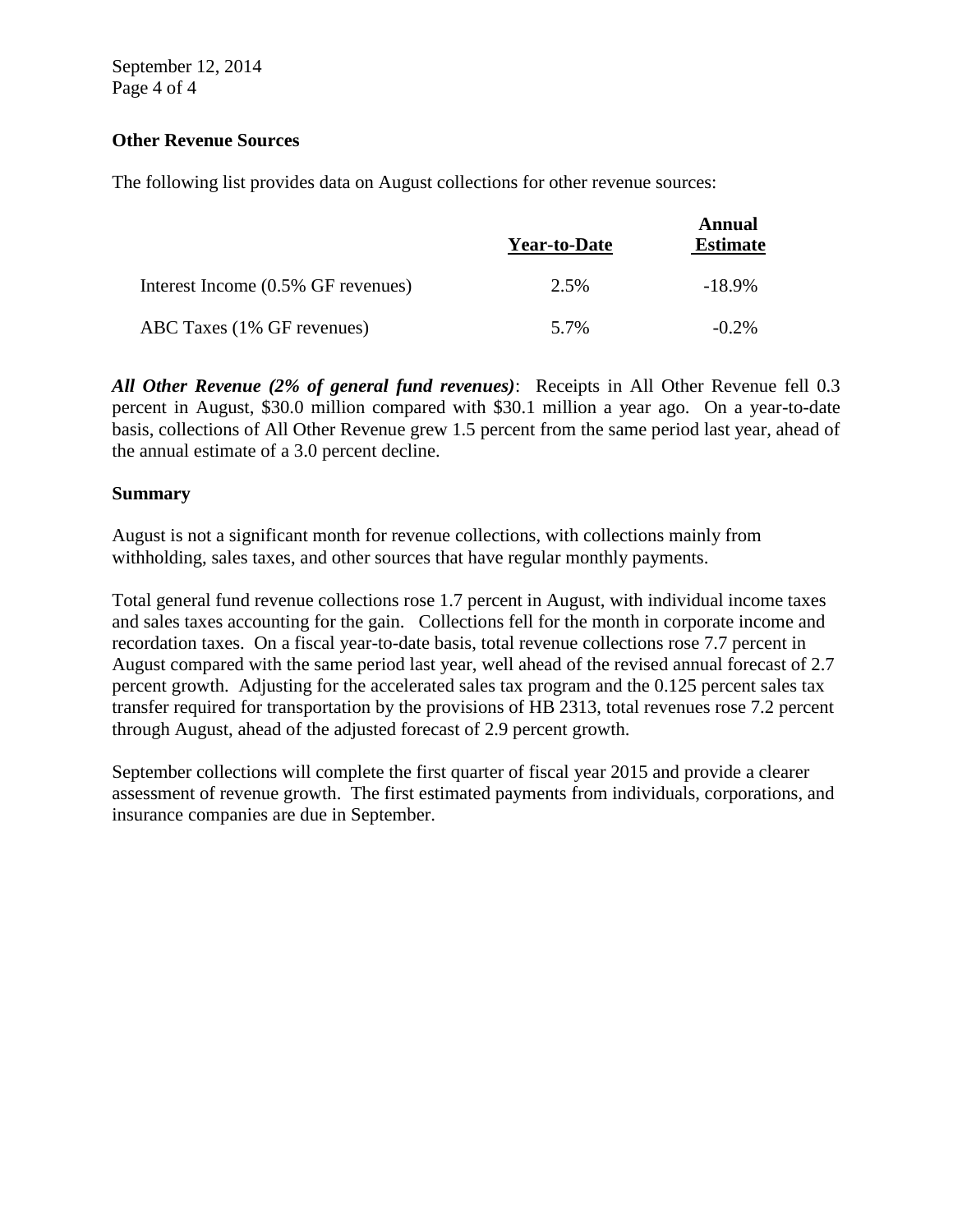## Other Revenue Sources

The following list provides data on August collections for other revenue sources:

| | Year-to-Date | Annual Estimate |
|---|---|---|
| Interest Income (0.5% GF revenues) | 2.5% | -18.9% |
| ABC Taxes (1% GF revenues) | 5.7% | -0.2% |

***All Other Revenue (2% of general fund revenues)***: Receipts in All Other Revenue fell 0.3 percent in August, $30.0 million compared with $30.1 million a year ago. On a year-to-date basis, collections of All Other Revenue grew 1.5 percent from the same period last year, ahead of the annual estimate of a 3.0 percent decline.

## Summary

August is not a significant month for revenue collections, with collections mainly from withholding, sales taxes, and other sources that have regular monthly payments.

Total general fund revenue collections rose 1.7 percent in August, with individual income taxes and sales taxes accounting for the gain. Collections fell for the month in corporate income and recordation taxes. On a fiscal year-to-date basis, total revenue collections rose 7.7 percent in August compared with the same period last year, well ahead of the revised annual forecast of 2.7 percent growth. Adjusting for the accelerated sales tax program and the 0.125 percent sales tax transfer required for transportation by the provisions of HB 2313, total revenues rose 7.2 percent through August, ahead of the adjusted forecast of 2.9 percent growth.

September collections will complete the first quarter of fiscal year 2015 and provide a clearer assessment of revenue growth. The first estimated payments from individuals, corporations, and insurance companies are due in September.